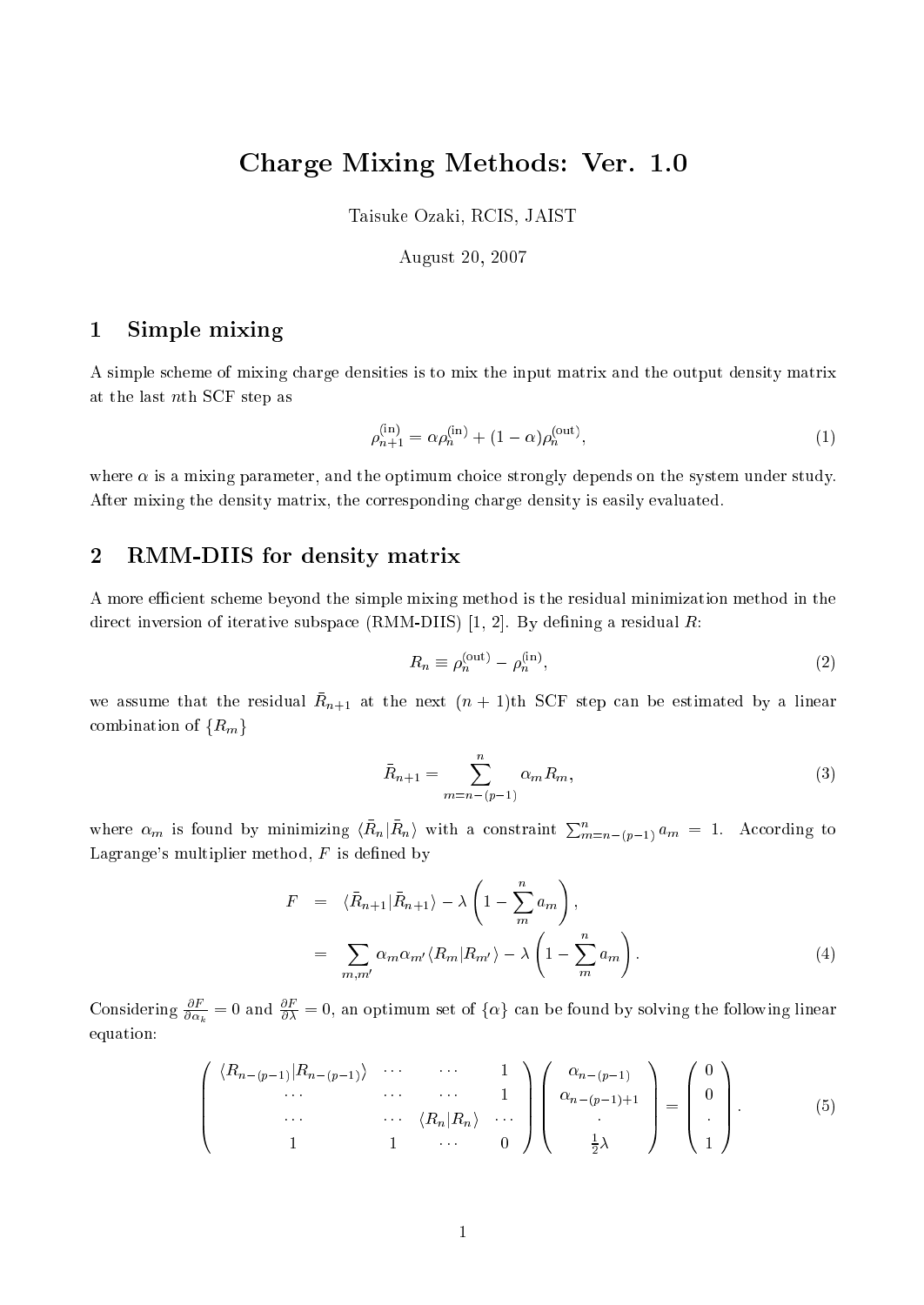# Charge Mixing Methods: Ver. 1.0

Taisuke Ozaki, RCIS, JAIST

August 20, 2007

## 1 Simple mixing

A simple scheme of mixing charge densities is to mix the input matrix and the output density matrix at the last $n$th SCF step as

$$\rho_{n+1}^{(\mathrm{in})} = \alpha \rho_n^{(\mathrm{in})} + (1-\alpha)\rho_n^{(\mathrm{out})}, \tag{1}$$

where $\alpha$ is a mixing parameter, and the optimum choice strongly depends on the system under study. After mixing the density matrix, the corresponding charge density is easily evaluated.

## 2 RMM-DIIS for density matrix

A more efficient scheme beyond the simple mixing method is the residual minimization method in the direct inversion of iterative subspace (RMM-DIIS) [1, 2]. By defining a residual $R$:

$$R_n \equiv \rho_n^{(\mathrm{out})} - \rho_n^{(\mathrm{in})}, \tag{2}$$

we assume that the residual $\bar{R}_{n+1}$ at the next $(n+1)$th SCF step can be estimated by a linear combination of $\{R_m\}$

$$\bar{R}_{n+1} = \sum_{m=n-(p-1)}^{n} \alpha_m R_m, \tag{3}$$

where $\alpha_m$ is found by minimizing $\langle \bar{R}_n | \bar{R}_n \rangle$ with a constraint $\sum_{m=n-(p-1)}^{n} a_m = 1$. According to Lagrange's multiplier method, $F$ is defined by

$$\begin{aligned} F &= \langle \bar{R}_{n+1} | \bar{R}_{n+1} \rangle - \lambda \left(1 - \sum_{m}^{n} a_m \right), \\ &= \sum_{m,m'} \alpha_m \alpha_{m'} \langle R_m | R_{m'} \rangle - \lambda \left(1 - \sum_{m}^{n} a_m \right). \end{aligned} \tag{4}$$

Considering $\frac{\partial F}{\partial \alpha_k} = 0$ and $\frac{\partial F}{\partial \lambda} = 0$, an optimum set of $\{\alpha\}$ can be found by solving the following linear equation:

$$\begin{pmatrix} \langle R_{n-(p-1)} | R_{n-(p-1)} \rangle & \cdots & \cdots & 1 \\ \cdots & \cdots & \cdots & 1 \\ \cdots & \cdots & \langle R_n | R_n \rangle & \cdots \\ 1 & 1 & \cdots & 0 \end{pmatrix} \begin{pmatrix} \alpha_{n-(p-1)} \\ \alpha_{n-(p-1)+1} \\ \cdot \\ \frac{1}{2}\lambda \end{pmatrix} = \begin{pmatrix} 0 \\ 0 \\ \cdot \\ 1 \end{pmatrix}. \tag{5}$$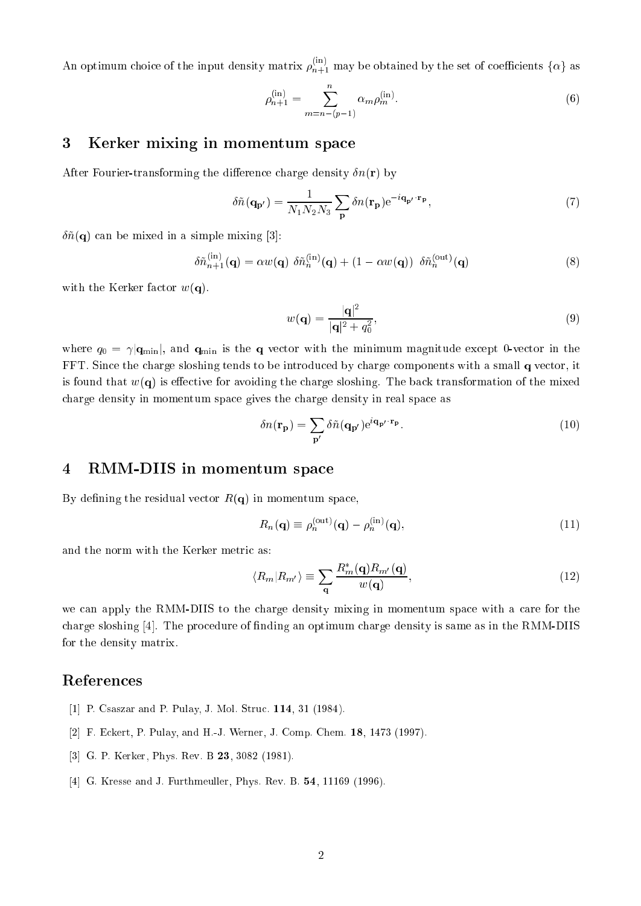An optimum choice of the input density matrix $\rho_{n+1}^{(\mathrm{in})}$ may be obtained by the set of coefficients $\{\alpha\}$ as

$$\rho_{n+1}^{(\mathrm{in})} = \sum_{m=n-(p-1)}^{n} \alpha_m \rho_m^{(\mathrm{in})}. \tag{6}$$

## 3 Kerker mixing in momentum space

After Fourier-transforming the difference charge density $\delta n(\mathbf{r})$ by

$$\delta\tilde{n}(\mathbf{q}_{\mathbf{p}'}) = \frac{1}{N_1 N_2 N_3} \sum_{\mathbf{p}} \delta n(\mathbf{r}_{\mathbf{p}}) \mathrm{e}^{-i\mathbf{q}_{\mathbf{p}'}\cdot\mathbf{r}_{\mathbf{p}}}, \tag{7}$$

$\delta\tilde{n}(\mathbf{q})$ can be mixed in a simple mixing [3]:

$$\delta\tilde{n}_{n+1}^{(\mathrm{in})}(\mathbf{q}) = \alpha w(\mathbf{q})\ \delta\tilde{n}_n^{(\mathrm{in})}(\mathbf{q}) + (1 - \alpha w(\mathbf{q}))\ \delta\tilde{n}_n^{(\mathrm{out})}(\mathbf{q}) \tag{8}$$

with the Kerker factor $w(\mathbf{q})$.

$$w(\mathbf{q}) = \frac{|\mathbf{q}|^2}{|\mathbf{q}|^2 + q_0^2}, \tag{9}$$

where $q_0 = \gamma|\mathbf{q}_{\mathrm{min}}|$, and $\mathbf{q}_{\mathrm{min}}$ is the $\mathbf{q}$ vector with the minimum magnitude except 0-vector in the FFT. Since the charge sloshing tends to be introduced by charge components with a small $\mathbf{q}$ vector, it is found that $w(\mathbf{q})$ is effective for avoiding the charge sloshing. The back transformation of the mixed charge density in momentum space gives the charge density in real space as

$$\delta n(\mathbf{r}_{\mathbf{p}}) = \sum_{\mathbf{p}'} \delta\tilde{n}(\mathbf{q}_{\mathbf{p}'}) \mathrm{e}^{i\mathbf{q}_{\mathbf{p}'}\cdot\mathbf{r}_{\mathbf{p}}}. \tag{10}$$

## 4 RMM-DIIS in momentum space

By defining the residual vector $R(\mathbf{q})$ in momentum space,

$$R_n(\mathbf{q}) \equiv \rho_n^{(\mathrm{out})}(\mathbf{q}) - \rho_n^{(\mathrm{in})}(\mathbf{q}), \tag{11}$$

and the norm with the Kerker metric as:

$$\langle R_m | R_{m'} \rangle \equiv \sum_{\mathbf{q}} \frac{R_m^*(\mathbf{q}) R_{m'}(\mathbf{q})}{w(\mathbf{q})}, \tag{12}$$

we can apply the RMM-DIIS to the charge density mixing in momentum space with a care for the charge sloshing [4]. The procedure of finding an optimum charge density is same as in the RMM-DIIS for the density matrix.

## References

[1] P. Csaszar and P. Pulay, J. Mol. Struc. **114**, 31 (1984).

[2] F. Eckert, P. Pulay, and H.-J. Werner, J. Comp. Chem. **18**, 1473 (1997).

[3] G. P. Kerker, Phys. Rev. B **23**, 3082 (1981).

[4] G. Kresse and J. Furthmeuller, Phys. Rev. B. **54**, 11169 (1996).